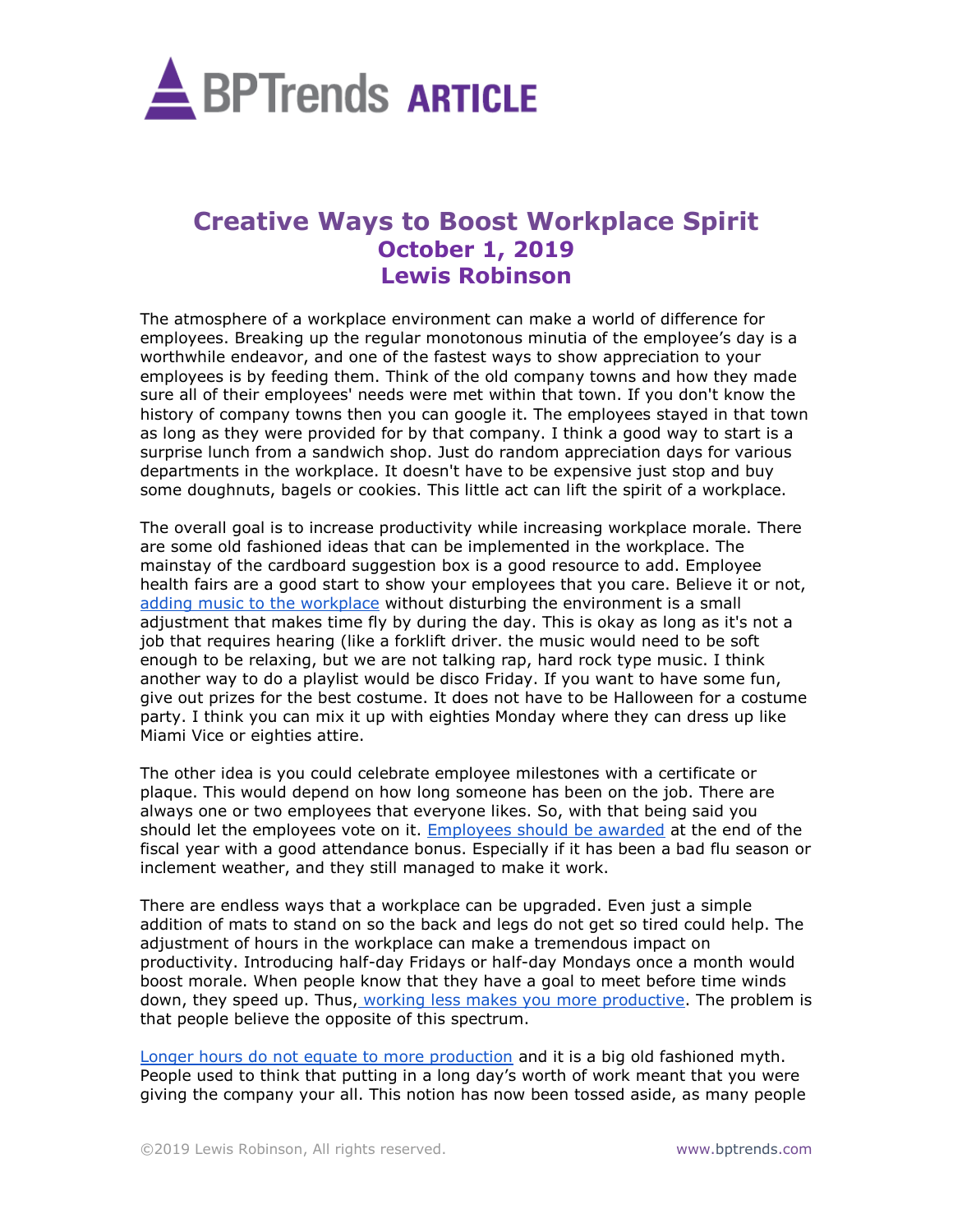# Creative Ways to Boost Workplace Spirit

## October 1, 2019

## Lewis Robinson

The atmosphere of a workplace environment can make a world of difference for employees. Breaking up the regular monotonous minutia of the employee's day is a worthwhile endeavor, and one of the fastest ways to show appreciation to your employees is by feeding them. Think of the old company towns and how they made sure all of their employees' needs were met within that town. If you don't know the history of company towns then you can google it. The employees stayed in that town as long as they were provided for by that company. I think a good way to start is a surprise lunch from a sandwich shop. Just do random appreciation days for various departments in the workplace. It doesn't have to be expensive just stop and buy some doughnuts, bagels or cookies. This little act can lift the spirit of a workplace.

The overall goal is to increase productivity while increasing workplace morale. There are some old fashioned ideas that can be implemented in the workplace. The mainstay of the cardboard suggestion box is a good resource to add. Employee health fairs are a good start to show your employees that you care. Believe it or not, adding music to the workplace without disturbing the environment is a small adjustment that makes time fly by during the day. This is okay as long as it's not a job that requires hearing (like a forklift driver. the music would need to be soft enough to be relaxing, but we are not talking rap, hard rock type music. I think another way to do a playlist would be disco Friday. If you want to have some fun, give out prizes for the best costume. It does not have to be Halloween for a costume party. I think you can mix it up with eighties Monday where they can dress up like Miami Vice or eighties attire.

The other idea is you could celebrate employee milestones with a certificate or plaque. This would depend on how long someone has been on the job. There are always one or two employees that everyone likes. So, with that being said you should let the employees vote on it. Employees should be awarded at the end of the fiscal year with a good attendance bonus. Especially if it has been a bad flu season or inclement weather, and they still managed to make it work.

There are endless ways that a workplace can be upgraded. Even just a simple addition of mats to stand on so the back and legs do not get so tired could help. The adjustment of hours in the workplace can make a tremendous impact on productivity. Introducing half-day Fridays or half-day Mondays once a month would boost morale. When people know that they have a goal to meet before time winds down, they speed up. Thus, working less makes you more productive. The problem is that people believe the opposite of this spectrum.

Longer hours do not equate to more production and it is a big old fashioned myth. People used to think that putting in a long day's worth of work meant that you were giving the company your all. This notion has now been tossed aside, as many people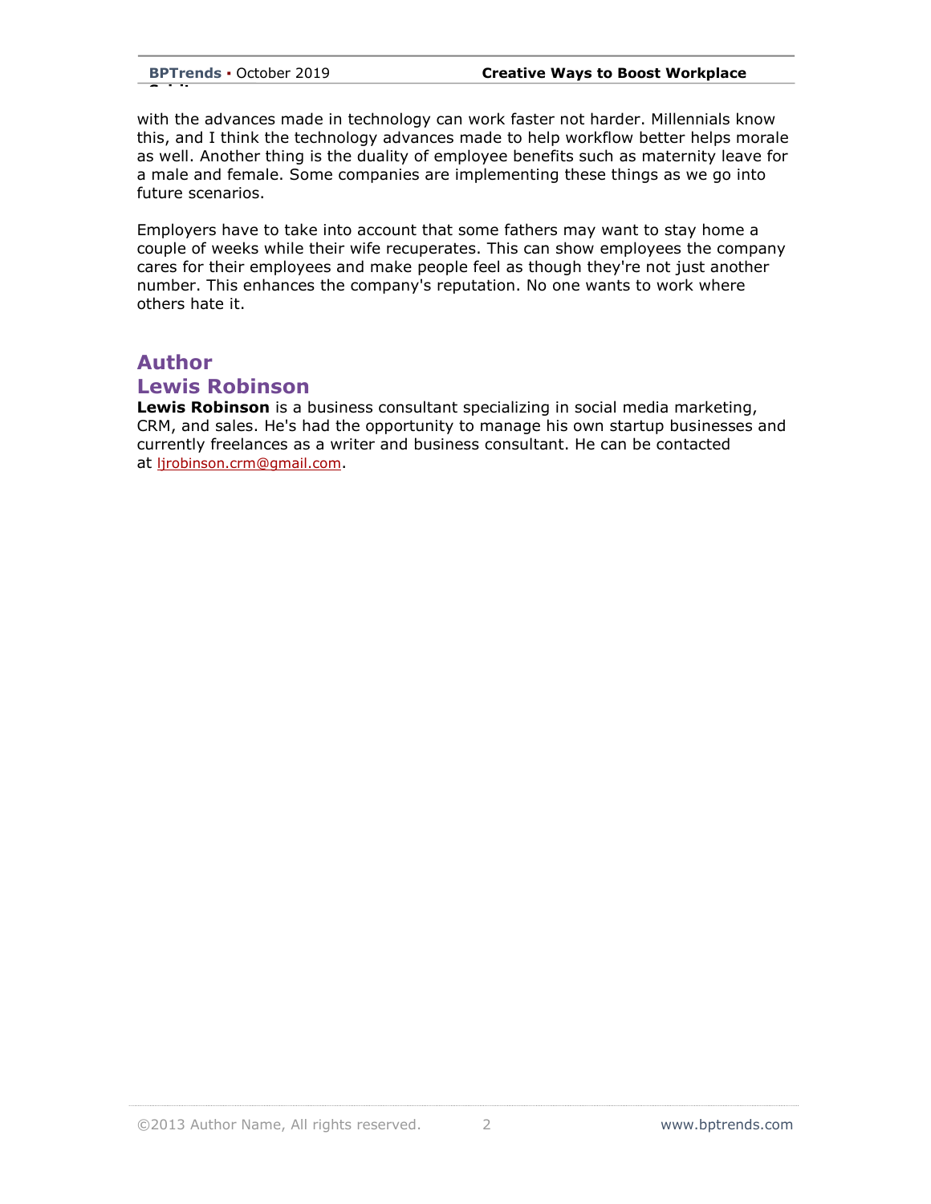with the advances made in technology can work faster not harder. Millennials know this, and I think the technology advances made to help workflow better helps morale as well. Another thing is the duality of employee benefits such as maternity leave for a male and female. Some companies are implementing these things as we go into future scenarios.

Employers have to take into account that some fathers may want to stay home a couple of weeks while their wife recuperates. This can show employees the company cares for their employees and make people feel as though they're not just another number. This enhances the company's reputation. No one wants to work where others hate it.

## Author

## Lewis Robinson

**Lewis Robinson** is a business consultant specializing in social media marketing, CRM, and sales. He's had the opportunity to manage his own startup businesses and currently freelances as a writer and business consultant. He can be contacted at ljrobinson.crm@gmail.com.